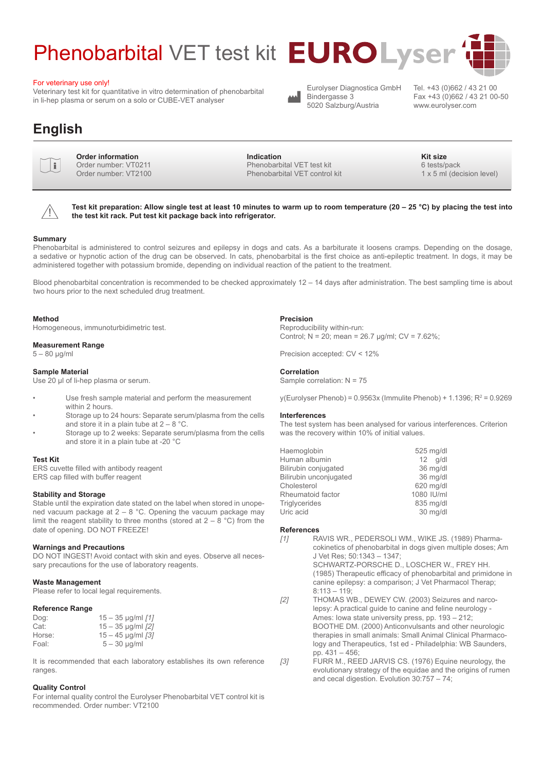# Phenobarbital VET test kit EUROLyser

For veterinary use only!

Veterinary test kit for quantitative in vitro determination of phenobarbital in li-hep plasma or serum on a solo or CUBE-VET analyser

Eurolyser Diagnostica GmbH
Bindergasse 3
5020 Salzburg/Austria

Tel. +43 (0)662 / 43 21 00
Fax +43 (0)662 / 43 21 00-50
www.eurolyser.com

## English

| Order information | Indication | Kit size |
|---|---|---|
| Order number: VT0211 | Phenobarbital VET test kit | 6 tests/pack |
| Order number: VT2100 | Phenobarbital VET control kit | 1 x 5 ml (decision level) |

**Test kit preparation: Allow single test at least 10 minutes to warm up to room temperature (20 – 25 °C) by placing the test into the test kit rack. Put test kit package back into refrigerator.**

### Summary

Phenobarbital is administered to control seizures and epilepsy in dogs and cats. As a barbiturate it loosens cramps. Depending on the dosage, a sedative or hypnotic action of the drug can be observed. In cats, phenobarbital is the first choice as anti-epileptic treatment. In dogs, it may be administered together with potassium bromide, depending on individual reaction of the patient to the treatment.

Blood phenobarbital concentration is recommended to be checked approximately 12 – 14 days after administration. The best sampling time is about two hours prior to the next scheduled drug treatment.

### Method

Homogeneous, immunoturbidimetric test.

### Measurement Range

5 – 80 µg/ml

### Sample Material

Use 20 µl of li-hep plasma or serum.

- Use fresh sample material and perform the measurement within 2 hours.
- Storage up to 24 hours: Separate serum/plasma from the cells and store it in a plain tube at 2 – 8 °C.
- Storage up to 2 weeks: Separate serum/plasma from the cells and store it in a plain tube at -20 °C

### Test Kit

ERS cuvette filled with antibody reagent
ERS cap filled with buffer reagent

### Stability and Storage

Stable until the expiration date stated on the label when stored in unopened vacuum package at 2 – 8 °C. Opening the vacuum package may limit the reagent stability to three months (stored at 2 – 8 °C) from the date of opening. DO NOT FREEZE!

### Warnings and Precautions

DO NOT INGEST! Avoid contact with skin and eyes. Observe all necessary precautions for the use of laboratory reagents.

### Waste Management

Please refer to local legal requirements.

### Reference Range

| | |
|---|---|
| Dog: | 15 – 35 µg/ml *[1]* |
| Cat: | 15 – 35 µg/ml *[2]* |
| Horse: | 15 – 45 µg/ml *[3]* |
| Foal: | 5 – 30 µg/ml |

It is recommended that each laboratory establishes its own reference ranges.

### Quality Control

For internal quality control the Eurolyser Phenobarbital VET control kit is recommended. Order number: VT2100

### Precision

Reproducibility within-run:
Control; N = 20; mean = 26.7 µg/ml; CV = 7.62%;

Precision accepted: CV < 12%

### Correlation

Sample correlation: N = 75

y(Eurolyser Phenob) = 0.9563x (Immulite Phenob) + 1.1396; $R^2$ = 0.9269

### Interferences

The test system has been analysed for various interferences. Criterion was the recovery within 10% of initial values.

| | |
|---|---|
| Haemoglobin | 525 mg/dl |
| Human albumin | 12 g/dl |
| Bilirubin conjugated | 36 mg/dl |
| Bilirubin unconjugated | 36 mg/dl |
| Cholesterol | 620 mg/dl |
| Rheumatoid factor | 1080 IU/ml |
| Triglycerides | 835 mg/dl |
| Uric acid | 30 mg/dl |

### References

*[1]* RAVIS WR., PEDERSOLI WM., WIKE JS. (1989) Pharmacokinetics of phenobarbital in dogs given multiple doses; Am J Vet Res; 50:1343 – 1347;
SCHWARTZ-PORSCHE D., LOSCHER W., FREY HH. (1985) Therapeutic efficacy of phenobarbital and primidone in canine epilepsy: a comparison; J Vet Pharmacol Therap; 8:113 – 119;

*[2]* THOMAS WB., DEWEY CW. (2003) Seizures and narcolepsy: A practical guide to canine and feline neurology - Ames: Iowa state university press, pp. 193 – 212;
BOOTHE DM. (2000) Anticonvulsants and other neurologic therapies in small animals: Small Animal Clinical Pharmacology and Therapeutics, 1st ed - Philadelphia: WB Saunders, pp. 431 – 456;

*[3]* FURR M., REED JARVIS CS. (1976) Equine neurology, the evolutionary strategy of the equidae and the origins of rumen and cecal digestion. Evolution 30:757 – 74;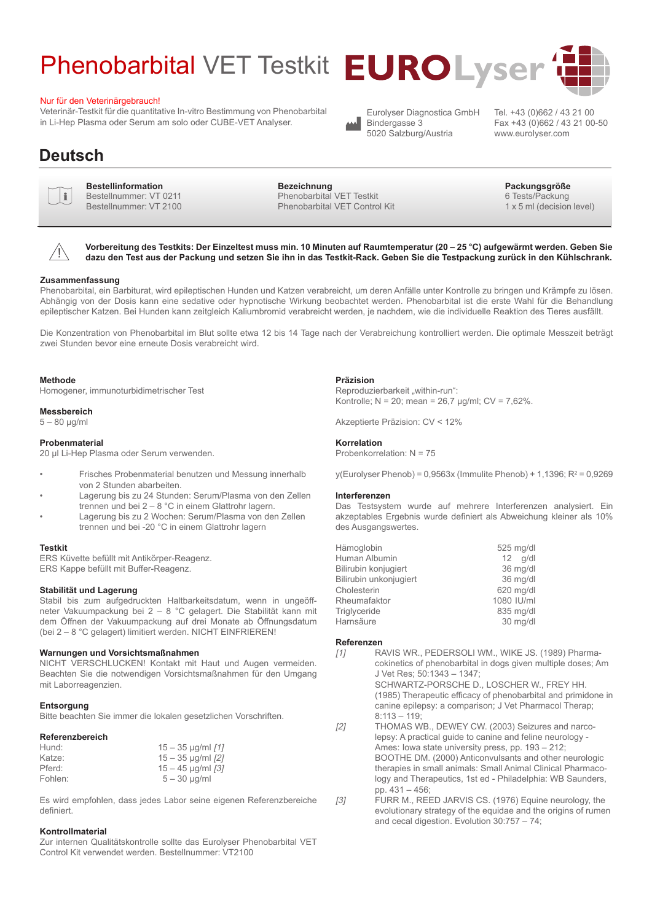# Phenobarbital VET Testkit

**EUROLyser**

Nur für den Veterinärgebrauch!

Veterinär-Testkit für die quantitative In-vitro Bestimmung von Phenobarbital in Li-Hep Plasma oder Serum am solo oder CUBE-VET Analyser.

Eurolyser Diagnostica GmbH
Bindergasse 3
5020 Salzburg/Austria

Tel. +43 (0)662 / 43 21 00
Fax +43 (0)662 / 43 21 00-50
www.eurolyser.com

## Deutsch

| Bestellinformation | Bezeichnung | Packungsgröße |
|---|---|---|
| Bestellnummer: VT 0211 | Phenobarbital VET Testkit | 6 Tests/Packung |
| Bestellnummer: VT 2100 | Phenobarbital VET Control Kit | 1 x 5 ml (decision level) |

**Vorbereitung des Testkits: Der Einzeltest muss min. 10 Minuten auf Raumtemperatur (20 – 25 °C) aufgewärmt werden. Geben Sie dazu den Test aus der Packung und setzen Sie ihn in das Testkit-Rack. Geben Sie die Testpackung zurück in den Kühlschrank.**

### Zusammenfassung

Phenobarbital, ein Barbiturat, wird epileptischen Hunden und Katzen verabreicht, um deren Anfälle unter Kontrolle zu bringen und Krämpfe zu lösen. Abhängig von der Dosis kann eine sedative oder hypnotische Wirkung beobachtet werden. Phenobarbital ist die erste Wahl für die Behandlung epileptischer Katzen. Bei Hunden kann zeitgleich Kaliumbromid verabreicht werden, je nachdem, wie die individuelle Reaktion des Tieres ausfällt.

Die Konzentration von Phenobarbital im Blut sollte etwa 12 bis 14 Tage nach der Verabreichung kontrolliert werden. Die optimale Messzeit beträgt zwei Stunden bevor eine erneute Dosis verabreicht wird.

### Methode

Homogener, immunoturbidimetrischer Test

### Messbereich

5 – 80 µg/ml

### Probenmaterial

20 µl Li-Hep Plasma oder Serum verwenden.

- Frisches Probenmaterial benutzen und Messung innerhalb von 2 Stunden abarbeiten.
- Lagerung bis zu 24 Stunden: Serum/Plasma von den Zellen trennen und bei 2 – 8 °C in einem Glattrohr lagern.
- Lagerung bis zu 2 Wochen: Serum/Plasma von den Zellen trennen und bei -20 °C in einem Glattrohr lagern

### Testkit

ERS Küvette befüllt mit Antikörper-Reagenz.
ERS Kappe befüllt mit Buffer-Reagenz.

### Stabilität und Lagerung

Stabil bis zum aufgedruckten Haltbarkeitsdatum, wenn in ungeöffneter Vakuumpackung bei 2 – 8 °C gelagert. Die Stabilität kann mit dem Öffnen der Vakuumpackung auf drei Monate ab Öffnungsdatum (bei 2 – 8 °C gelagert) limitiert werden. NICHT EINFRIEREN!

### Warnungen und Vorsichtsmaßnahmen

NICHT VERSCHLUCKEN! Kontakt mit Haut und Augen vermeiden. Beachten Sie die notwendigen Vorsichtsmaßnahmen für den Umgang mit Laborreagenzien.

### Entsorgung

Bitte beachten Sie immer die lokalen gesetzlichen Vorschriften.

### Referenzbereich

| | |
|---|---|
| Hund: | 15 – 35 µg/ml *[1]* |
| Katze: | 15 – 35 µg/ml *[2]* |
| Pferd: | 15 – 45 µg/ml *[3]* |
| Fohlen: | 5 – 30 µg/ml |

Es wird empfohlen, dass jedes Labor seine eigenen Referenzbereiche definiert.

### Kontrollmaterial

Zur internen Qualitätskontrolle sollte das Eurolyser Phenobarbital VET Control Kit verwendet werden. Bestellnummer: VT2100

### Präzision

Reproduzierbarkeit „within-run":
Kontrolle; N = 20; mean = 26,7 µg/ml; CV = 7,62%.

Akzeptierte Präzision: CV < 12%

### Korrelation

Probenkorrelation: N = 75

y(Eurolyser Phenob) = 0,9563x (Immulite Phenob) + 1,1396; $R^2$ = 0,9269

### Interferenzen

Das Testsystem wurde auf mehrere Interferenzen analysiert. Ein akzeptables Ergebnis wurde definiert als Abweichung kleiner als 10% des Ausgangswertes.

| | |
|---|---|
| Hämoglobin | 525 mg/dl |
| Human Albumin | 12 g/dl |
| Bilirubin konjugiert | 36 mg/dl |
| Bilirubin unkonjugiert | 36 mg/dl |
| Cholesterin | 620 mg/dl |
| Rheumafaktor | 1080 IU/ml |
| Triglyceride | 835 mg/dl |
| Harnsäure | 30 mg/dl |

### Referenzen

*[1]* RAVIS WR., PEDERSOLI WM., WIKE JS. (1989) Pharmacokinetics of phenobarbital in dogs given multiple doses; Am J Vet Res; 50:1343 – 1347;
SCHWARTZ-PORSCHE D., LOSCHER W., FREY HH. (1985) Therapeutic efficacy of phenobarbital and primidone in canine epilepsy: a comparison; J Vet Pharmacol Therap; 8:113 – 119;

*[2]* THOMAS WB., DEWEY CW. (2003) Seizures and narcolepsy: A practical guide to canine and feline neurology - Ames: Iowa state university press, pp. 193 – 212;
BOOTHE DM. (2000) Anticonvulsants and other neurologic therapies in small animals: Small Animal Clinical Pharmacology and Therapeutics, 1st ed - Philadelphia: WB Saunders, pp. 431 – 456;

*[3]* FURR M., REED JARVIS CS. (1976) Equine neurology, the evolutionary strategy of the equidae and the origins of rumen and cecal digestion. Evolution 30:757 – 74;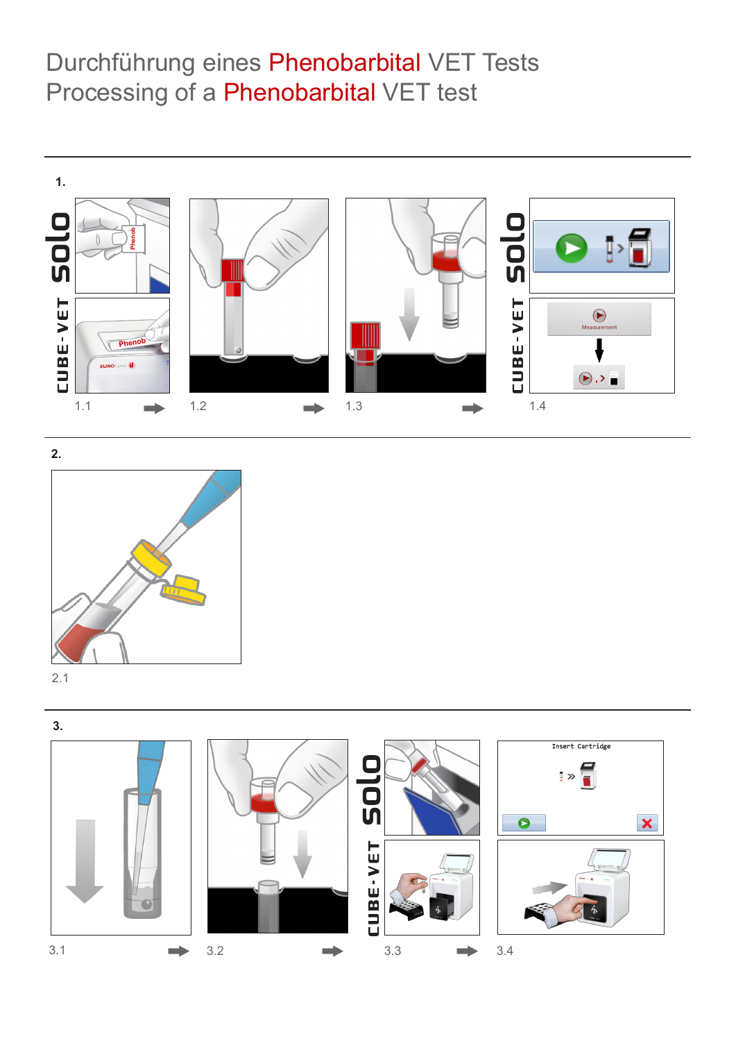# Durchführung eines Phenobarbital VET Tests
# Processing of a Phenobarbital VET test

**1.**

solo

CUBE-VET

Phenob

Phenob

1.1

1.2

1.3

solo

CUBE-VET

Measurement

1.4

**2.**

2.1

**3.**

3.1

3.2

solo

CUBE-VET

3.3

Insert Cartridge

3.4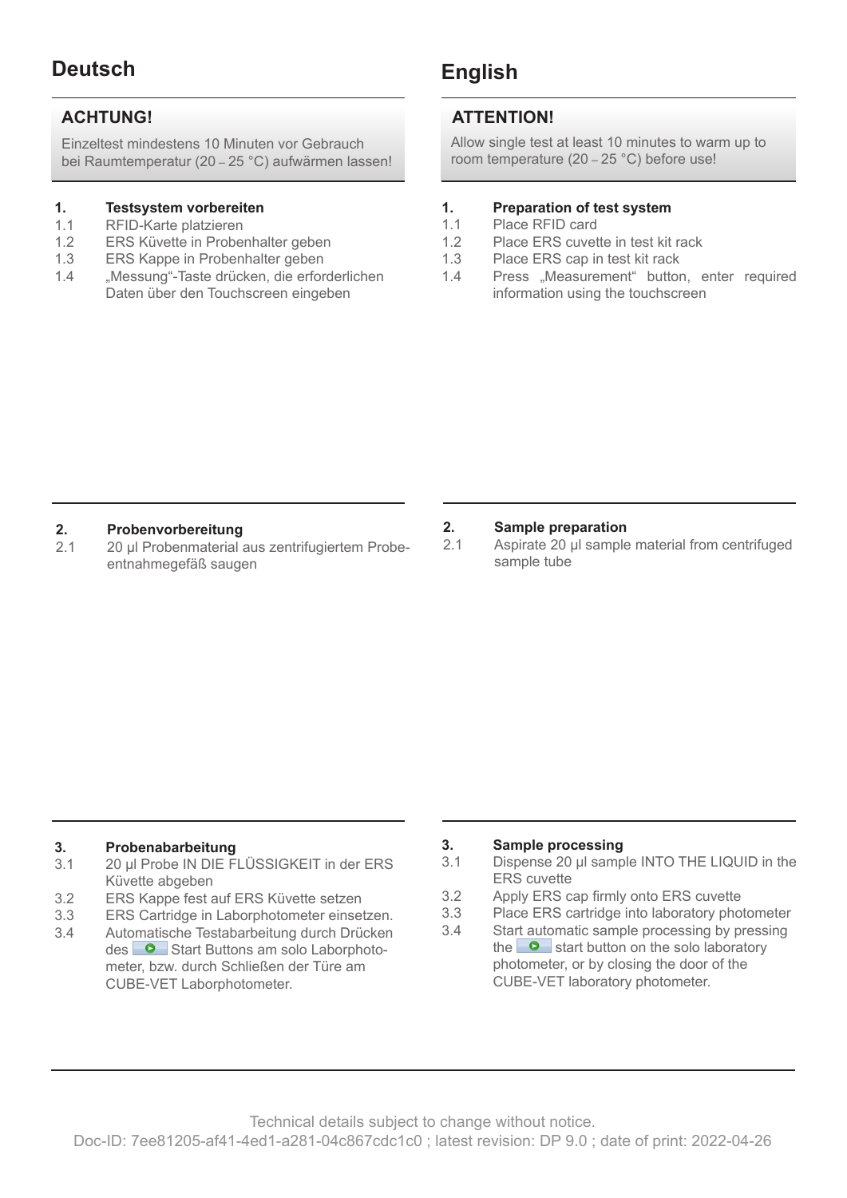## Deutsch

### ACHTUNG!

Einzeltest mindestens 10 Minuten vor Gebrauch bei Raumtemperatur (20 – 25 °C) aufwärmen lassen!

**1. Testsystem vorbereiten**

1.1 RFID-Karte platzieren
1.2 ERS Küvette in Probenhalter geben
1.3 ERS Kappe in Probenhalter geben
1.4 „Messung“-Taste drücken, die erforderlichen Daten über den Touchscreen eingeben

**2. Probenvorbereitung**

2.1 20 µl Probenmaterial aus zentrifugiertem Probeentnahmegefäß saugen

**3. Probenabarbeitung**

3.1 20 µl Probe IN DIE FLÜSSIGKEIT in der ERS Küvette abgeben
3.2 ERS Kappe fest auf ERS Küvette setzen
3.3 ERS Cartridge in Laborphotometer einsetzen.
3.4 Automatische Testabarbeitung durch Drücken des Start Buttons am solo Laborphotometer, bzw. durch Schließen der Türe am CUBE-VET Laborphotometer.

## English

### ATTENTION!

Allow single test at least 10 minutes to warm up to room temperature (20 – 25 °C) before use!

**1. Preparation of test system**

1.1 Place RFID card
1.2 Place ERS cuvette in test kit rack
1.3 Place ERS cap in test kit rack
1.4 Press „Measurement“ button, enter required information using the touchscreen

**2. Sample preparation**

2.1 Aspirate 20 µl sample material from centrifuged sample tube

**3. Sample processing**

3.1 Dispense 20 µl sample INTO THE LIQUID in the ERS cuvette
3.2 Apply ERS cap firmly onto ERS cuvette
3.3 Place ERS cartridge into laboratory photometer
3.4 Start automatic sample processing by pressing the start button on the solo laboratory photometer, or by closing the door of the CUBE-VET laboratory photometer.

Technical details subject to change without notice.
Doc-ID: 7ee81205-af41-4ed1-a281-04c867cdc1c0 ; latest revision: DP 9.0 ; date of print: 2022-04-26